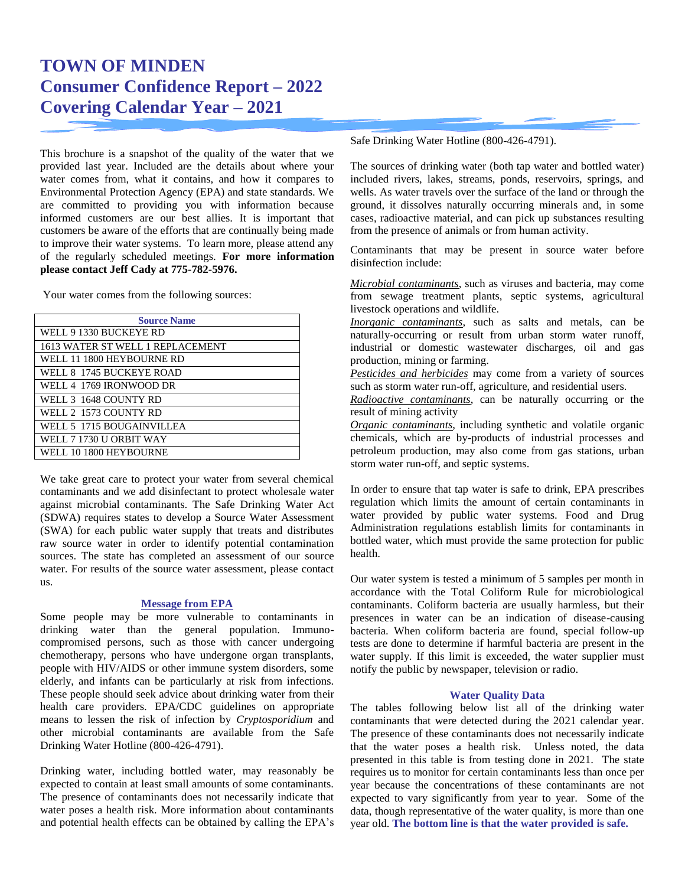# TOWN OF MINDEN
# Consumer Confidence Report – 2022
# Covering Calendar Year – 2021

This brochure is a snapshot of the quality of the water that we provided last year. Included are the details about where your water comes from, what it contains, and how it compares to Environmental Protection Agency (EPA) and state standards. We are committed to providing you with information because informed customers are our best allies. It is important that customers be aware of the efforts that are continually being made to improve their water systems. To learn more, please attend any of the regularly scheduled meetings. **For more information please contact Jeff Cady at 775-782-5976.**

Your water comes from the following sources:

| Source Name |
|---|
| WELL 9 1330 BUCKEYE RD |
| 1613 WATER ST WELL 1 REPLACEMENT |
| WELL 11 1800 HEYBOURNE RD |
| WELL 8 1745 BUCKEYE ROAD |
| WELL 4 1769 IRONWOOD DR |
| WELL 3 1648 COUNTY RD |
| WELL 2 1573 COUNTY RD |
| WELL 5 1715 BOUGAINVILLEA |
| WELL 7 1730 U ORBIT WAY |
| WELL 10 1800 HEYBOURNE |

We take great care to protect your water from several chemical contaminants and we add disinfectant to protect wholesale water against microbial contaminants. The Safe Drinking Water Act (SDWA) requires states to develop a Source Water Assessment (SWA) for each public water supply that treats and distributes raw source water in order to identify potential contamination sources. The state has completed an assessment of our source water. For results of the source water assessment, please contact us.

### Message from EPA

Some people may be more vulnerable to contaminants in drinking water than the general population. Immuno-compromised persons, such as those with cancer undergoing chemotherapy, persons who have undergone organ transplants, people with HIV/AIDS or other immune system disorders, some elderly, and infants can be particularly at risk from infections. These people should seek advice about drinking water from their health care providers. EPA/CDC guidelines on appropriate means to lessen the risk of infection by *Cryptosporidium* and other microbial contaminants are available from the Safe Drinking Water Hotline (800-426-4791).

Drinking water, including bottled water, may reasonably be expected to contain at least small amounts of some contaminants. The presence of contaminants does not necessarily indicate that water poses a health risk. More information about contaminants and potential health effects can be obtained by calling the EPA's Safe Drinking Water Hotline (800-426-4791).

The sources of drinking water (both tap water and bottled water) included rivers, lakes, streams, ponds, reservoirs, springs, and wells. As water travels over the surface of the land or through the ground, it dissolves naturally occurring minerals and, in some cases, radioactive material, and can pick up substances resulting from the presence of animals or from human activity.

Contaminants that may be present in source water before disinfection include:

*Microbial contaminants*, such as viruses and bacteria, may come from sewage treatment plants, septic systems, agricultural livestock operations and wildlife.

*Inorganic contaminants*, such as salts and metals, can be naturally-occurring or result from urban storm water runoff, industrial or domestic wastewater discharges, oil and gas production, mining or farming.

*Pesticides and herbicides* may come from a variety of sources such as storm water run-off, agriculture, and residential users.

*Radioactive contaminants*, can be naturally occurring or the result of mining activity

*Organic contaminants*, including synthetic and volatile organic chemicals, which are by-products of industrial processes and petroleum production, may also come from gas stations, urban storm water run-off, and septic systems.

In order to ensure that tap water is safe to drink, EPA prescribes regulation which limits the amount of certain contaminants in water provided by public water systems. Food and Drug Administration regulations establish limits for contaminants in bottled water, which must provide the same protection for public health.

Our water system is tested a minimum of 5 samples per month in accordance with the Total Coliform Rule for microbiological contaminants. Coliform bacteria are usually harmless, but their presences in water can be an indication of disease-causing bacteria. When coliform bacteria are found, special follow-up tests are done to determine if harmful bacteria are present in the water supply. If this limit is exceeded, the water supplier must notify the public by newspaper, television or radio.

### Water Quality Data

The tables following below list all of the drinking water contaminants that were detected during the 2021 calendar year. The presence of these contaminants does not necessarily indicate that the water poses a health risk. Unless noted, the data presented in this table is from testing done in 2021. The state requires us to monitor for certain contaminants less than once per year because the concentrations of these contaminants are not expected to vary significantly from year to year. Some of the data, though representative of the water quality, is more than one year old. **The bottom line is that the water provided is safe.**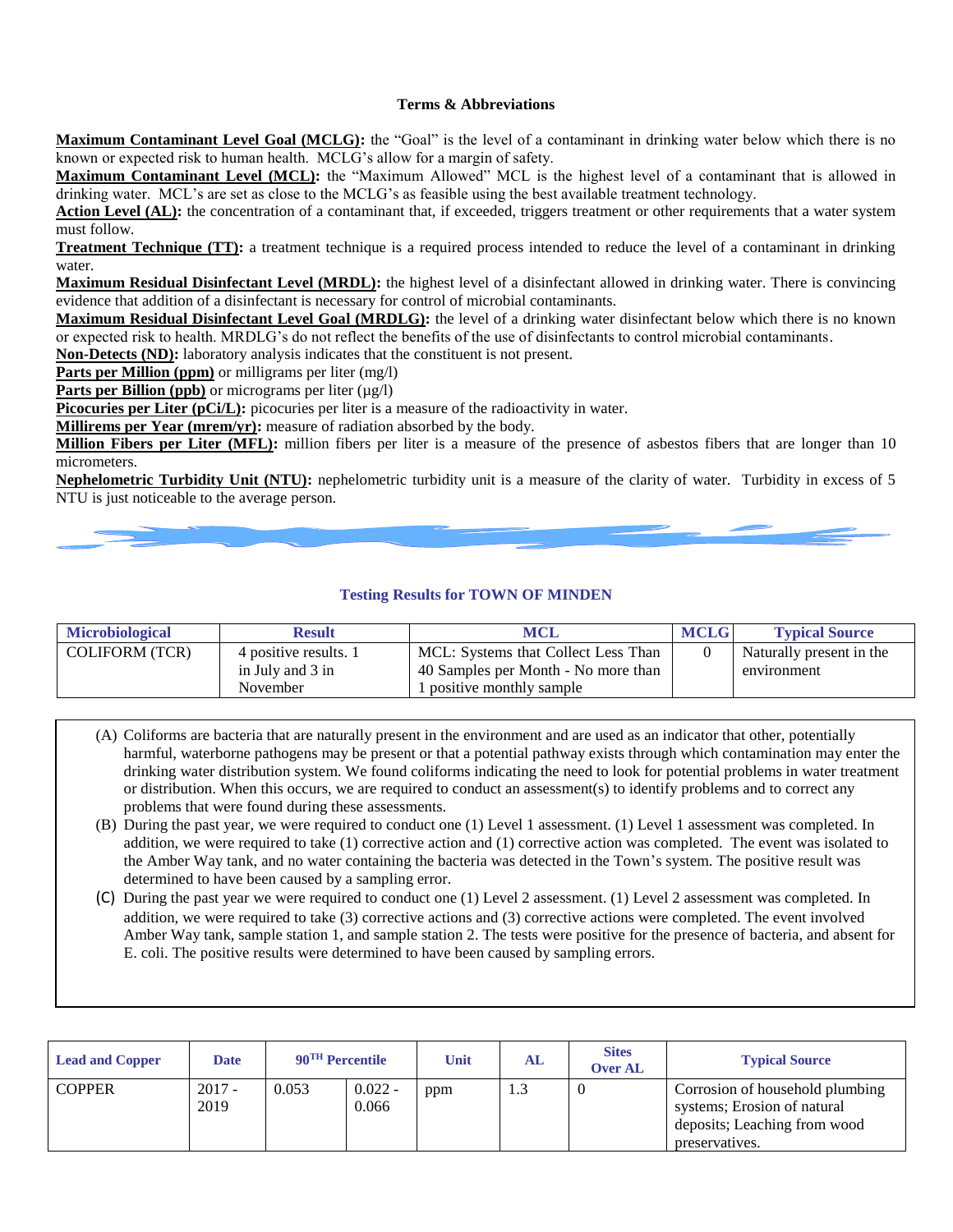### Terms & Abbreviations

**Maximum Contaminant Level Goal (MCLG):** the "Goal" is the level of a contaminant in drinking water below which there is no known or expected risk to human health. MCLG's allow for a margin of safety.

**Maximum Contaminant Level (MCL):** the "Maximum Allowed" MCL is the highest level of a contaminant that is allowed in drinking water. MCL's are set as close to the MCLG's as feasible using the best available treatment technology.

**Action Level (AL):** the concentration of a contaminant that, if exceeded, triggers treatment or other requirements that a water system must follow.

**Treatment Technique (TT):** a treatment technique is a required process intended to reduce the level of a contaminant in drinking water.

**Maximum Residual Disinfectant Level (MRDL):** the highest level of a disinfectant allowed in drinking water. There is convincing evidence that addition of a disinfectant is necessary for control of microbial contaminants.

**Maximum Residual Disinfectant Level Goal (MRDLG):** the level of a drinking water disinfectant below which there is no known or expected risk to health. MRDLG's do not reflect the benefits of the use of disinfectants to control microbial contaminants.

**Non-Detects (ND):** laboratory analysis indicates that the constituent is not present.

**Parts per Million (ppm)** or milligrams per liter (mg/l)

**Parts per Billion (ppb)** or micrograms per liter (µg/l)

**Picocuries per Liter (pCi/L):** picocuries per liter is a measure of the radioactivity in water.

**Millirems per Year (mrem/yr):** measure of radiation absorbed by the body.

**Million Fibers per Liter (MFL):** million fibers per liter is a measure of the presence of asbestos fibers that are longer than 10 micrometers.

**Nephelometric Turbidity Unit (NTU):** nephelometric turbidity unit is a measure of the clarity of water. Turbidity in excess of 5 NTU is just noticeable to the average person.

### Testing Results for TOWN OF MINDEN

| Microbiological | Result | MCL | MCLG | Typical Source |
|---|---|---|---|---|
| COLIFORM (TCR) | 4 positive results. 1 in July and 3 in November | MCL: Systems that Collect Less Than 40 Samples per Month - No more than 1 positive monthly sample | 0 | Naturally present in the environment |

(A) Coliforms are bacteria that are naturally present in the environment and are used as an indicator that other, potentially harmful, waterborne pathogens may be present or that a potential pathway exists through which contamination may enter the drinking water distribution system. We found coliforms indicating the need to look for potential problems in water treatment or distribution. When this occurs, we are required to conduct an assessment(s) to identify problems and to correct any problems that were found during these assessments.

(B) During the past year, we were required to conduct one (1) Level 1 assessment. (1) Level 1 assessment was completed. In addition, we were required to take (1) corrective action and (1) corrective action was completed. The event was isolated to the Amber Way tank, and no water containing the bacteria was detected in the Town's system. The positive result was determined to have been caused by a sampling error.

(C) During the past year we were required to conduct one (1) Level 2 assessment. (1) Level 2 assessment was completed. In addition, we were required to take (3) corrective actions and (3) corrective actions were completed. The event involved Amber Way tank, sample station 1, and sample station 2. The tests were positive for the presence of bacteria, and absent for E. coli. The positive results were determined to have been caused by sampling errors.

| Lead and Copper | Date | 90TH Percentile | | Unit | AL | Sites Over AL | Typical Source |
|---|---|---|---|---|---|---|---|
| COPPER | 2017 - 2019 | 0.053 | 0.022 - 0.066 | ppm | 1.3 | 0 | Corrosion of household plumbing systems; Erosion of natural deposits; Leaching from wood preservatives. |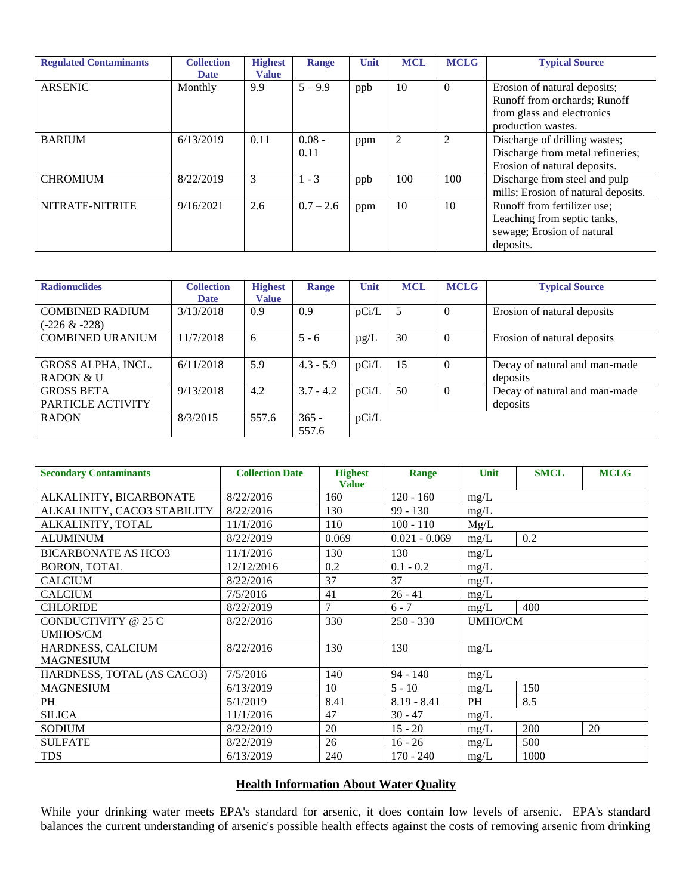| Regulated Contaminants | Collection Date | Highest Value | Range | Unit | MCL | MCLG | Typical Source |
|---|---|---|---|---|---|---|---|
| ARSENIC | Monthly | 9.9 | 5 – 9.9 | ppb | 10 | 0 | Erosion of natural deposits; Runoff from orchards; Runoff from glass and electronics production wastes. |
| BARIUM | 6/13/2019 | 0.11 | 0.08 - 0.11 | ppm | 2 | 2 | Discharge of drilling wastes; Discharge from metal refineries; Erosion of natural deposits. |
| CHROMIUM | 8/22/2019 | 3 | 1 - 3 | ppb | 100 | 100 | Discharge from steel and pulp mills; Erosion of natural deposits. |
| NITRATE-NITRITE | 9/16/2021 | 2.6 | 0.7 – 2.6 | ppm | 10 | 10 | Runoff from fertilizer use; Leaching from septic tanks, sewage; Erosion of natural deposits. |

| Radionuclides | Collection Date | Highest Value | Range | Unit | MCL | MCLG | Typical Source |
|---|---|---|---|---|---|---|---|
| COMBINED RADIUM (-226 & -228) | 3/13/2018 | 0.9 | 0.9 | pCi/L | 5 | 0 | Erosion of natural deposits |
| COMBINED URANIUM | 11/7/2018 | 6 | 5 - 6 | μg/L | 30 | 0 | Erosion of natural deposits |
| GROSS ALPHA, INCL. RADON & U | 6/11/2018 | 5.9 | 4.3 - 5.9 | pCi/L | 15 | 0 | Decay of natural and man-made deposits |
| GROSS BETA PARTICLE ACTIVITY | 9/13/2018 | 4.2 | 3.7 - 4.2 | pCi/L | 50 | 0 | Decay of natural and man-made deposits |
| RADON | 8/3/2015 | 557.6 | 365 - 557.6 | pCi/L | | | |

| Secondary Contaminants | Collection Date | Highest Value | Range | Unit | SMCL | MCLG |
|---|---|---|---|---|---|---|
| ALKALINITY, BICARBONATE | 8/22/2016 | 160 | 120 - 160 | mg/L | | |
| ALKALINITY, CACO3 STABILITY | 8/22/2016 | 130 | 99 - 130 | mg/L | | |
| ALKALINITY, TOTAL | 11/1/2016 | 110 | 100 - 110 | Mg/L | | |
| ALUMINUM | 8/22/2019 | 0.069 | 0.021 - 0.069 | mg/L | 0.2 | |
| BICARBONATE AS HCO3 | 11/1/2016 | 130 | 130 | mg/L | | |
| BORON, TOTAL | 12/12/2016 | 0.2 | 0.1 - 0.2 | mg/L | | |
| CALCIUM | 8/22/2016 | 37 | 37 | mg/L | | |
| CALCIUM | 7/5/2016 | 41 | 26 - 41 | mg/L | | |
| CHLORIDE | 8/22/2019 | 7 | 6 - 7 | mg/L | 400 | |
| CONDUCTIVITY @ 25 C UMHOS/CM | 8/22/2016 | 330 | 250 - 330 | UMHO/CM | | |
| HARDNESS, CALCIUM MAGNESIUM | 8/22/2016 | 130 | 130 | mg/L | | |
| HARDNESS, TOTAL (AS CACO3) | 7/5/2016 | 140 | 94 - 140 | mg/L | | |
| MAGNESIUM | 6/13/2019 | 10 | 5 - 10 | mg/L | 150 | |
| PH | 5/1/2019 | 8.41 | 8.19 - 8.41 | PH | 8.5 | |
| SILICA | 11/1/2016 | 47 | 30 - 47 | mg/L | | |
| SODIUM | 8/22/2019 | 20 | 15 - 20 | mg/L | 200 | 20 |
| SULFATE | 8/22/2019 | 26 | 16 - 26 | mg/L | 500 | |
| TDS | 6/13/2019 | 240 | 170 - 240 | mg/L | 1000 | |

## Health Information About Water Quality

While your drinking water meets EPA's standard for arsenic, it does contain low levels of arsenic. EPA's standard balances the current understanding of arsenic's possible health effects against the costs of removing arsenic from drinking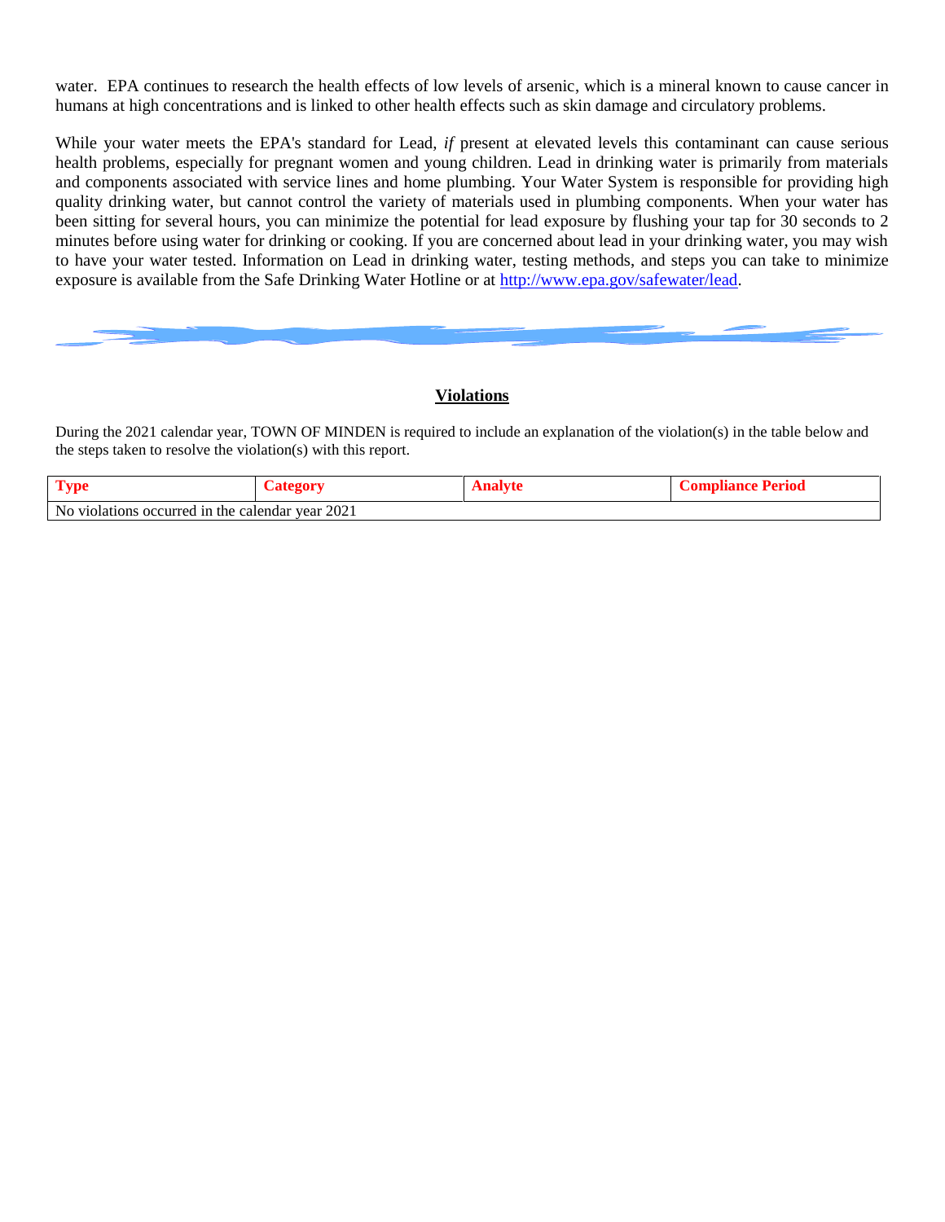water. EPA continues to research the health effects of low levels of arsenic, which is a mineral known to cause cancer in humans at high concentrations and is linked to other health effects such as skin damage and circulatory problems.

While your water meets the EPA's standard for Lead, *if* present at elevated levels this contaminant can cause serious health problems, especially for pregnant women and young children. Lead in drinking water is primarily from materials and components associated with service lines and home plumbing. Your Water System is responsible for providing high quality drinking water, but cannot control the variety of materials used in plumbing components. When your water has been sitting for several hours, you can minimize the potential for lead exposure by flushing your tap for 30 seconds to 2 minutes before using water for drinking or cooking. If you are concerned about lead in your drinking water, you may wish to have your water tested. Information on Lead in drinking water, testing methods, and steps you can take to minimize exposure is available from the Safe Drinking Water Hotline or at [http://www.epa.gov/safewater/lead](http://www.epa.gov/safewater/lead).

## Violations

During the 2021 calendar year, TOWN OF MINDEN is required to include an explanation of the violation(s) in the table below and the steps taken to resolve the violation(s) with this report.

| Type | Category | Analyte | Compliance Period |
|---|---|---|---|
| No violations occurred in the calendar year 2021 | | | |